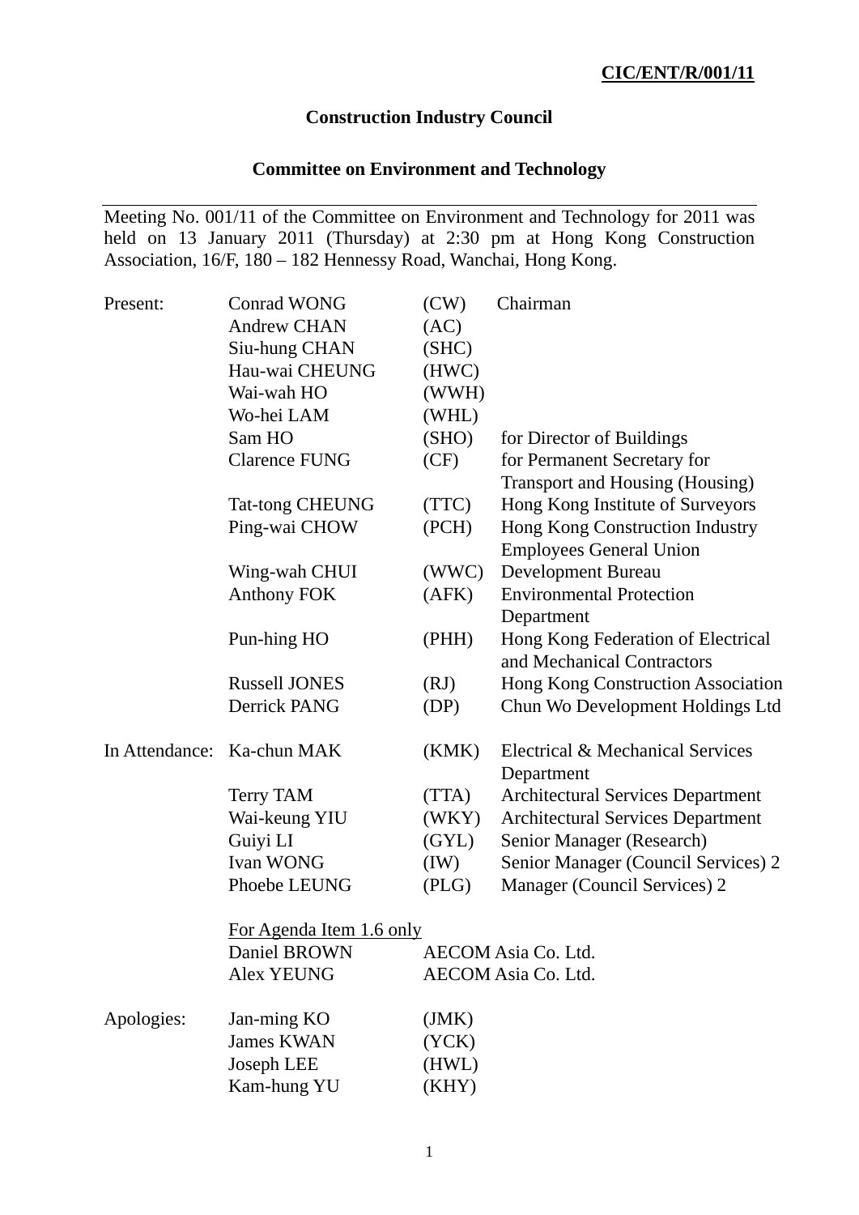**CIC/ENT/R/001/11**

# Construction Industry Council

## Committee on Environment and Technology

---

Meeting No. 001/11 of the Committee on Environment and Technology for 2011 was held on 13 January 2011 (Thursday) at 2:30 pm at Hong Kong Construction Association, 16/F, 180 – 182 Hennessy Road, Wanchai, Hong Kong.

| | | | |
|---|---|---|---|
| Present: | Conrad WONG | (CW) | Chairman |
| | Andrew CHAN | (AC) | |
| | Siu-hung CHAN | (SHC) | |
| | Hau-wai CHEUNG | (HWC) | |
| | Wai-wah HO | (WWH) | |
| | Wo-hei LAM | (WHL) | |
| | Sam HO | (SHO) | for Director of Buildings |
| | Clarence FUNG | (CF) | for Permanent Secretary for Transport and Housing (Housing) |
| | Tat-tong CHEUNG | (TTC) | Hong Kong Institute of Surveyors |
| | Ping-wai CHOW | (PCH) | Hong Kong Construction Industry Employees General Union |
| | Wing-wah CHUI | (WWC) | Development Bureau |
| | Anthony FOK | (AFK) | Environmental Protection Department |
| | Pun-hing HO | (PHH) | Hong Kong Federation of Electrical and Mechanical Contractors |
| | Russell JONES | (RJ) | Hong Kong Construction Association |
| | Derrick PANG | (DP) | Chun Wo Development Holdings Ltd |
| In Attendance: | Ka-chun MAK | (KMK) | Electrical & Mechanical Services Department |
| | Terry TAM | (TTA) | Architectural Services Department |
| | Wai-keung YIU | (WKY) | Architectural Services Department |
| | Guiyi LI | (GYL) | Senior Manager (Research) |
| | Ivan WONG | (IW) | Senior Manager (Council Services) 2 |
| | Phoebe LEUNG | (PLG) | Manager (Council Services) 2 |
| | <u>For Agenda Item 1.6 only</u> | | |
| | Daniel BROWN | AECOM Asia Co. Ltd. | |
| | Alex YEUNG | AECOM Asia Co. Ltd. | |
| Apologies: | Jan-ming KO | (JMK) | |
| | James KWAN | (YCK) | |
| | Joseph LEE | (HWL) | |
| | Kam-hung YU | (KHY) | |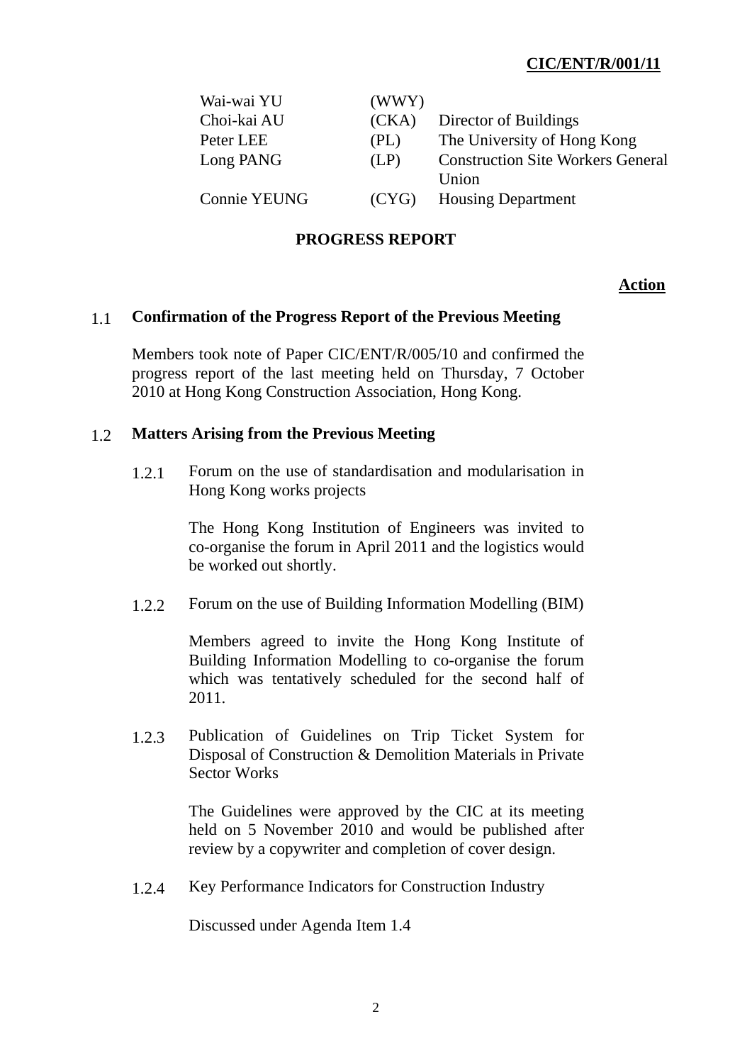CIC/ENT/R/001/11

| | | |
|---|---|---|
| Wai-wai YU | (WWY) | |
| Choi-kai AU | (CKA) | Director of Buildings |
| Peter LEE | (PL) | The University of Hong Kong |
| Long PANG | (LP) | Construction Site Workers General Union |
| Connie YEUNG | (CYG) | Housing Department |

## PROGRESS REPORT

**Action**

### 1.1 Confirmation of the Progress Report of the Previous Meeting

Members took note of Paper CIC/ENT/R/005/10 and confirmed the progress report of the last meeting held on Thursday, 7 October 2010 at Hong Kong Construction Association, Hong Kong.

### 1.2 Matters Arising from the Previous Meeting

1.2.1 Forum on the use of standardisation and modularisation in Hong Kong works projects

The Hong Kong Institution of Engineers was invited to co-organise the forum in April 2011 and the logistics would be worked out shortly.

1.2.2 Forum on the use of Building Information Modelling (BIM)

Members agreed to invite the Hong Kong Institute of Building Information Modelling to co-organise the forum which was tentatively scheduled for the second half of 2011.

1.2.3 Publication of Guidelines on Trip Ticket System for Disposal of Construction & Demolition Materials in Private Sector Works

The Guidelines were approved by the CIC at its meeting held on 5 November 2010 and would be published after review by a copywriter and completion of cover design.

1.2.4 Key Performance Indicators for Construction Industry

Discussed under Agenda Item 1.4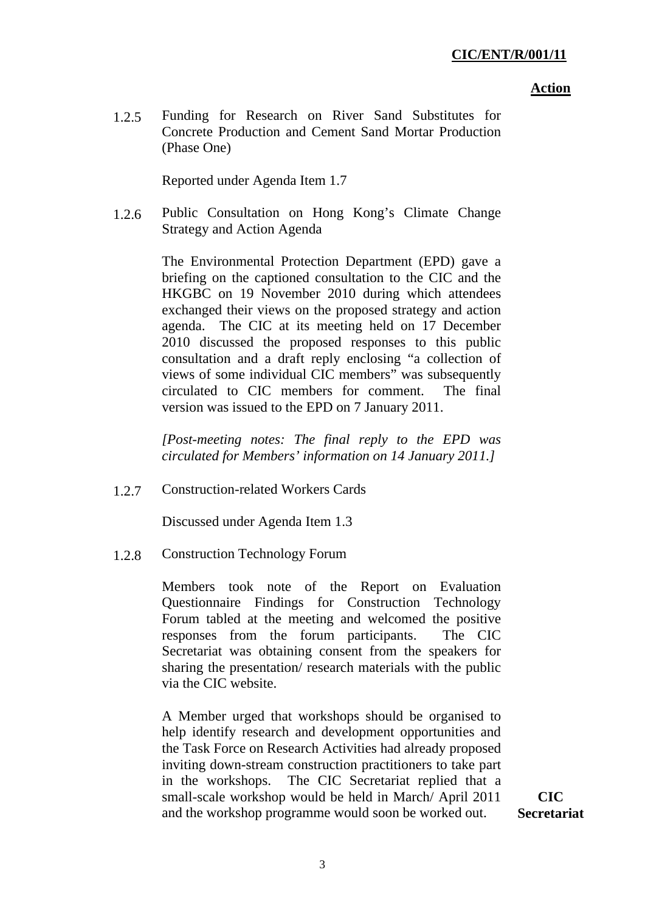**Action**

1.2.5 Funding for Research on River Sand Substitutes for Concrete Production and Cement Sand Mortar Production (Phase One)

Reported under Agenda Item 1.7

1.2.6 Public Consultation on Hong Kong's Climate Change Strategy and Action Agenda

The Environmental Protection Department (EPD) gave a briefing on the captioned consultation to the CIC and the HKGBC on 19 November 2010 during which attendees exchanged their views on the proposed strategy and action agenda. The CIC at its meeting held on 17 December 2010 discussed the proposed responses to this public consultation and a draft reply enclosing "a collection of views of some individual CIC members" was subsequently circulated to CIC members for comment. The final version was issued to the EPD on 7 January 2011.

*[Post-meeting notes: The final reply to the EPD was circulated for Members' information on 14 January 2011.]*

1.2.7 Construction-related Workers Cards

Discussed under Agenda Item 1.3

1.2.8 Construction Technology Forum

Members took note of the Report on Evaluation Questionnaire Findings for Construction Technology Forum tabled at the meeting and welcomed the positive responses from the forum participants. The CIC Secretariat was obtaining consent from the speakers for sharing the presentation/ research materials with the public via the CIC website.

A Member urged that workshops should be organised to help identify research and development opportunities and the Task Force on Research Activities had already proposed inviting down-stream construction practitioners to take part in the workshops. The CIC Secretariat replied that a small-scale workshop would be held in March/ April 2011 and the workshop programme would soon be worked out. **CIC Secretariat**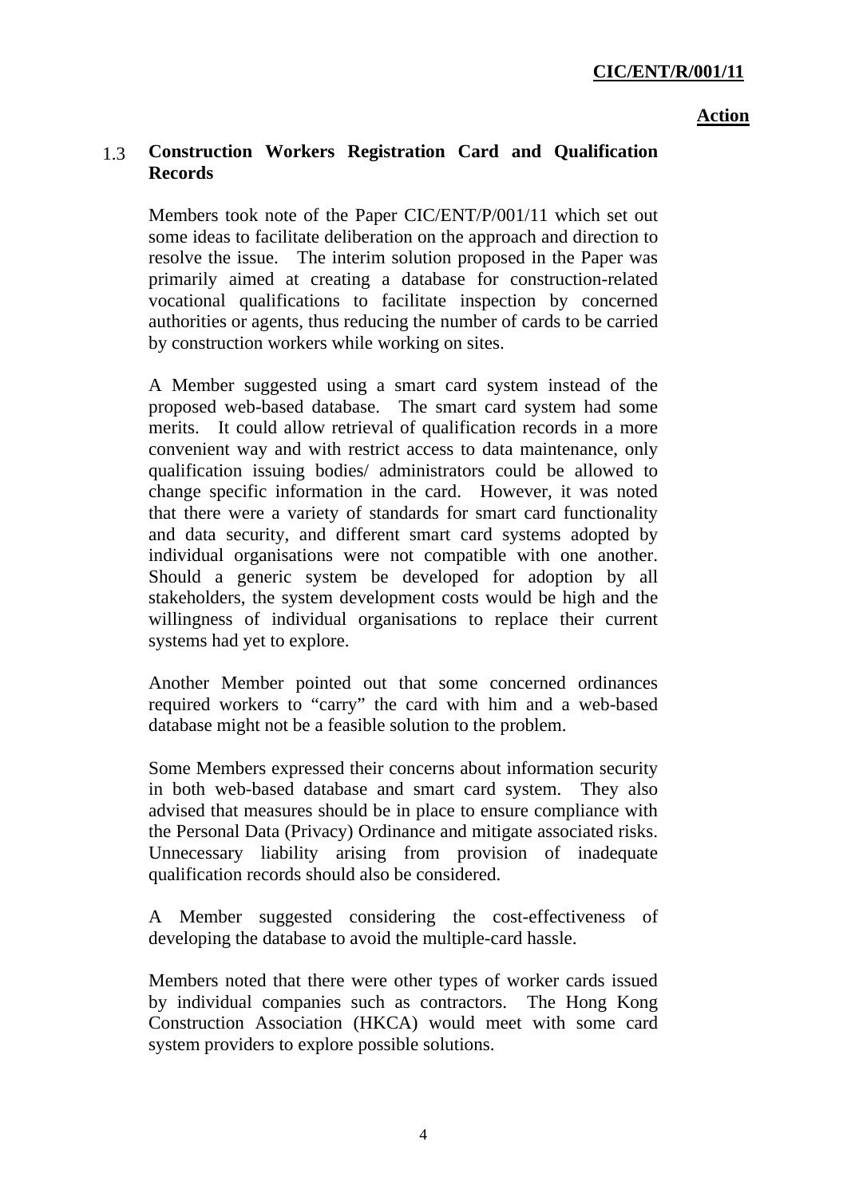**Action**

### 1.3 Construction Workers Registration Card and Qualification Records

Members took note of the Paper CIC/ENT/P/001/11 which set out some ideas to facilitate deliberation on the approach and direction to resolve the issue. The interim solution proposed in the Paper was primarily aimed at creating a database for construction-related vocational qualifications to facilitate inspection by concerned authorities or agents, thus reducing the number of cards to be carried by construction workers while working on sites.

A Member suggested using a smart card system instead of the proposed web-based database. The smart card system had some merits. It could allow retrieval of qualification records in a more convenient way and with restrict access to data maintenance, only qualification issuing bodies/ administrators could be allowed to change specific information in the card. However, it was noted that there were a variety of standards for smart card functionality and data security, and different smart card systems adopted by individual organisations were not compatible with one another. Should a generic system be developed for adoption by all stakeholders, the system development costs would be high and the willingness of individual organisations to replace their current systems had yet to explore.

Another Member pointed out that some concerned ordinances required workers to "carry" the card with him and a web-based database might not be a feasible solution to the problem.

Some Members expressed their concerns about information security in both web-based database and smart card system. They also advised that measures should be in place to ensure compliance with the Personal Data (Privacy) Ordinance and mitigate associated risks. Unnecessary liability arising from provision of inadequate qualification records should also be considered.

A Member suggested considering the cost-effectiveness of developing the database to avoid the multiple-card hassle.

Members noted that there were other types of worker cards issued by individual companies such as contractors. The Hong Kong Construction Association (HKCA) would meet with some card system providers to explore possible solutions.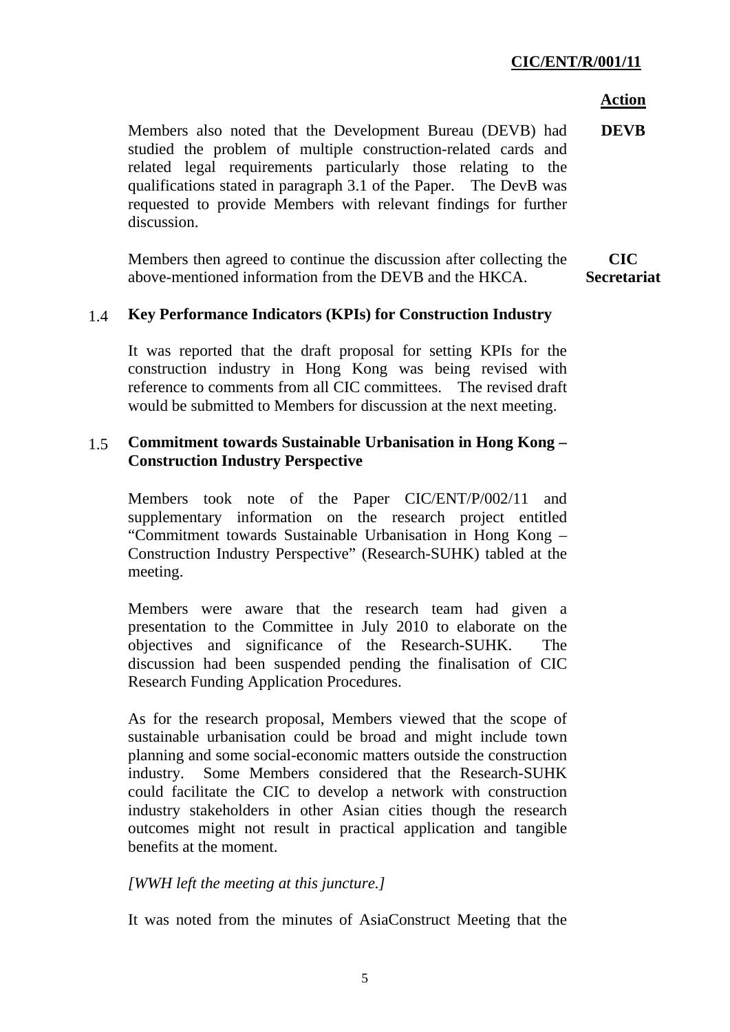**Action**

Members also noted that the Development Bureau (DEVB) had studied the problem of multiple construction-related cards and related legal requirements particularly those relating to the qualifications stated in paragraph 3.1 of the Paper. The DevB was requested to provide Members with relevant findings for further discussion. **DEVB**

Members then agreed to continue the discussion after collecting the above-mentioned information from the DEVB and the HKCA. **CIC Secretariat**

1.4 **Key Performance Indicators (KPIs) for Construction Industry**

It was reported that the draft proposal for setting KPIs for the construction industry in Hong Kong was being revised with reference to comments from all CIC committees. The revised draft would be submitted to Members for discussion at the next meeting.

1.5 **Commitment towards Sustainable Urbanisation in Hong Kong – Construction Industry Perspective**

Members took note of the Paper CIC/ENT/P/002/11 and supplementary information on the research project entitled "Commitment towards Sustainable Urbanisation in Hong Kong – Construction Industry Perspective" (Research-SUHK) tabled at the meeting.

Members were aware that the research team had given a presentation to the Committee in July 2010 to elaborate on the objectives and significance of the Research-SUHK. The discussion had been suspended pending the finalisation of CIC Research Funding Application Procedures.

As for the research proposal, Members viewed that the scope of sustainable urbanisation could be broad and might include town planning and some social-economic matters outside the construction industry. Some Members considered that the Research-SUHK could facilitate the CIC to develop a network with construction industry stakeholders in other Asian cities though the research outcomes might not result in practical application and tangible benefits at the moment.

*[WWH left the meeting at this juncture.]*

It was noted from the minutes of AsiaConstruct Meeting that the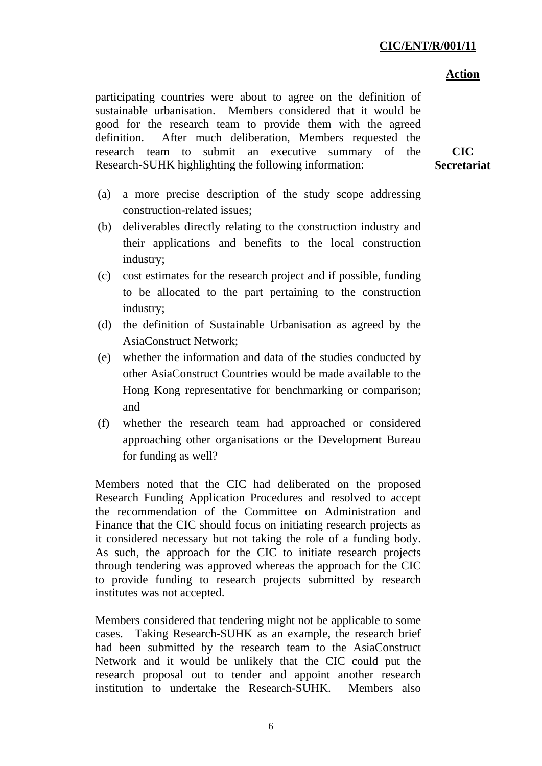participating countries were about to agree on the definition of sustainable urbanisation. Members considered that it would be good for the research team to provide them with the agreed definition. After much deliberation, Members requested the research team to submit an executive summary of the Research-SUHK highlighting the following information: **CIC Secretariat**

(a) a more precise description of the study scope addressing construction-related issues;

(b) deliverables directly relating to the construction industry and their applications and benefits to the local construction industry;

(c) cost estimates for the research project and if possible, funding to be allocated to the part pertaining to the construction industry;

(d) the definition of Sustainable Urbanisation as agreed by the AsiaConstruct Network;

(e) whether the information and data of the studies conducted by other AsiaConstruct Countries would be made available to the Hong Kong representative for benchmarking or comparison; and

(f) whether the research team had approached or considered approaching other organisations or the Development Bureau for funding as well?

Members noted that the CIC had deliberated on the proposed Research Funding Application Procedures and resolved to accept the recommendation of the Committee on Administration and Finance that the CIC should focus on initiating research projects as it considered necessary but not taking the role of a funding body. As such, the approach for the CIC to initiate research projects through tendering was approved whereas the approach for the CIC to provide funding to research projects submitted by research institutes was not accepted.

Members considered that tendering might not be applicable to some cases. Taking Research-SUHK as an example, the research brief had been submitted by the research team to the AsiaConstruct Network and it would be unlikely that the CIC could put the research proposal out to tender and appoint another research institution to undertake the Research-SUHK. Members also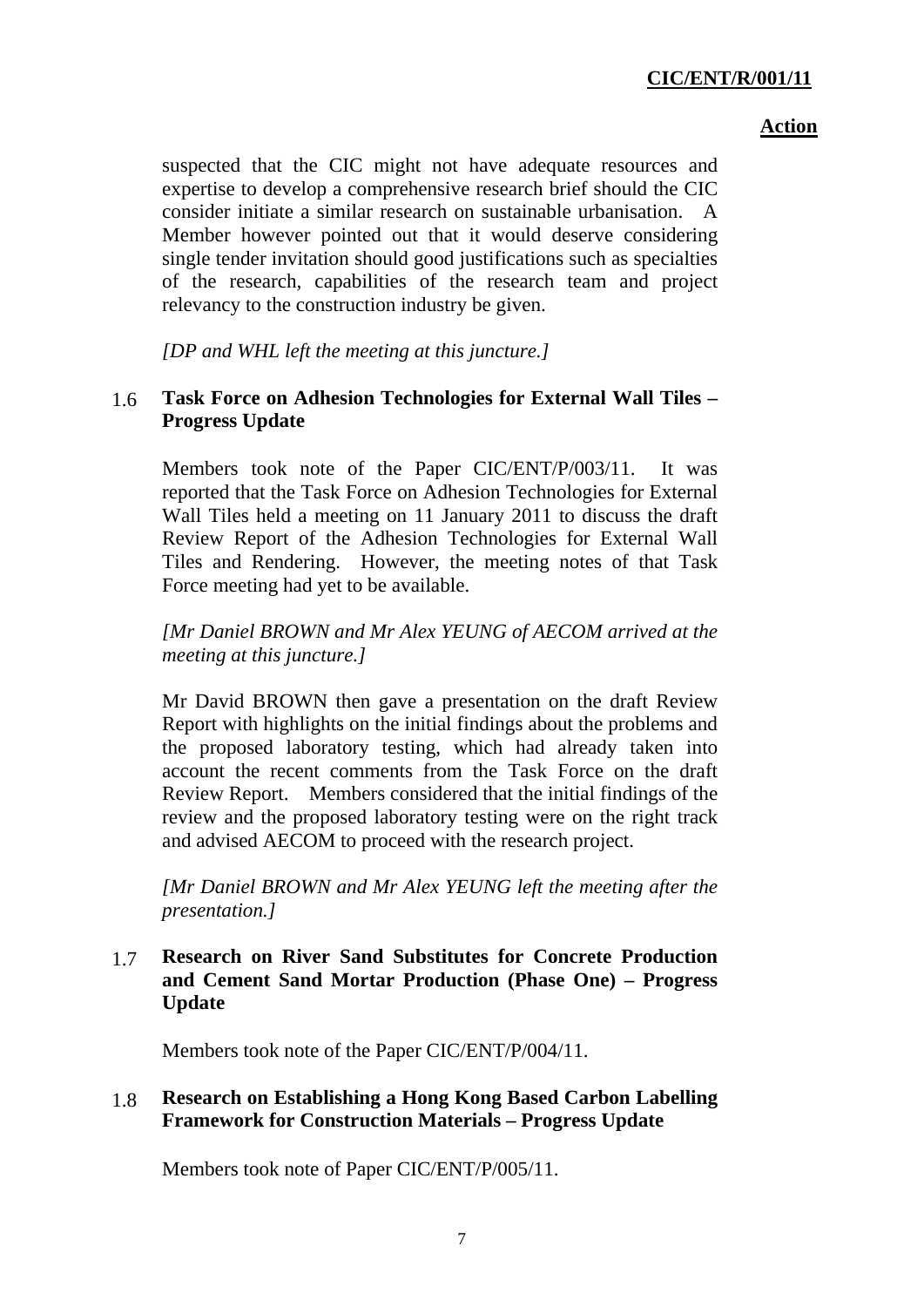suspected that the CIC might not have adequate resources and expertise to develop a comprehensive research brief should the CIC consider initiate a similar research on sustainable urbanisation. A Member however pointed out that it would deserve considering single tender invitation should good justifications such as specialties of the research, capabilities of the research team and project relevancy to the construction industry be given.

*[DP and WHL left the meeting at this juncture.]*

**1.6 Task Force on Adhesion Technologies for External Wall Tiles – Progress Update**

Members took note of the Paper CIC/ENT/P/003/11. It was reported that the Task Force on Adhesion Technologies for External Wall Tiles held a meeting on 11 January 2011 to discuss the draft Review Report of the Adhesion Technologies for External Wall Tiles and Rendering. However, the meeting notes of that Task Force meeting had yet to be available.

*[Mr Daniel BROWN and Mr Alex YEUNG of AECOM arrived at the meeting at this juncture.]*

Mr David BROWN then gave a presentation on the draft Review Report with highlights on the initial findings about the problems and the proposed laboratory testing, which had already taken into account the recent comments from the Task Force on the draft Review Report. Members considered that the initial findings of the review and the proposed laboratory testing were on the right track and advised AECOM to proceed with the research project.

*[Mr Daniel BROWN and Mr Alex YEUNG left the meeting after the presentation.]*

**1.7 Research on River Sand Substitutes for Concrete Production and Cement Sand Mortar Production (Phase One) – Progress Update**

Members took note of the Paper CIC/ENT/P/004/11.

**1.8 Research on Establishing a Hong Kong Based Carbon Labelling Framework for Construction Materials – Progress Update**

Members took note of Paper CIC/ENT/P/005/11.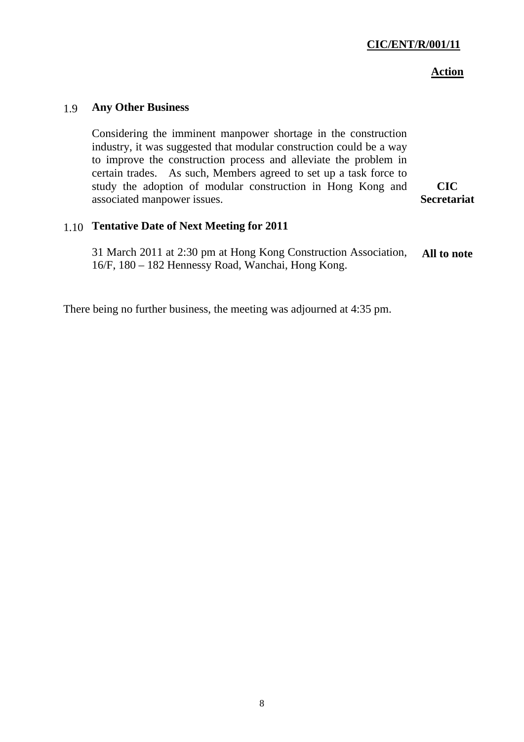**CIC/ENT/R/001/11**

**Action**

### 1.9 Any Other Business

Considering the imminent manpower shortage in the construction industry, it was suggested that modular construction could be a way to improve the construction process and alleviate the problem in certain trades. As such, Members agreed to set up a task force to study the adoption of modular construction in Hong Kong and associated manpower issues. **CIC Secretariat**

### 1.10 Tentative Date of Next Meeting for 2011

31 March 2011 at 2:30 pm at Hong Kong Construction Association, 16/F, 180 – 182 Hennessy Road, Wanchai, Hong Kong. **All to note**

There being no further business, the meeting was adjourned at 4:35 pm.